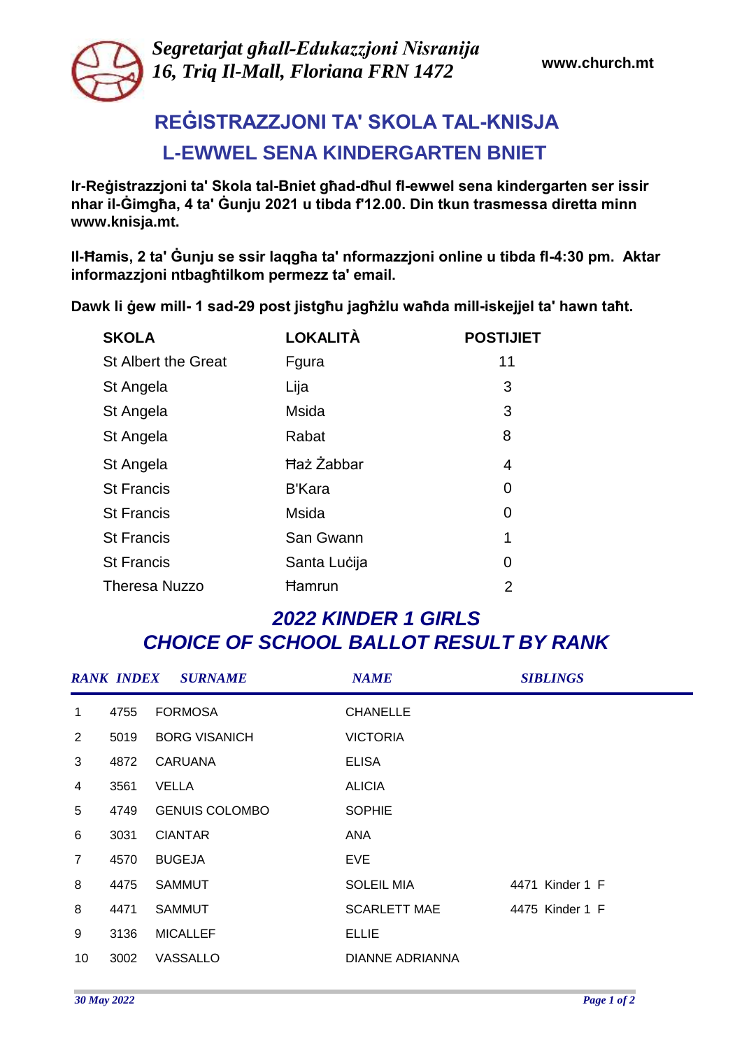*Segretarjat għall-Edukazzjoni Nisranija*
*16, Triq Il-Mall, Floriana FRN 1472*

www.church.mt

# REĠISTRAZZJONI TA' SKOLA TAL-KNISJA
# L-EWWEL SENA KINDERGARTEN BNIET

**Ir-Reġistrazzjoni ta' Skola tal-Bniet għad-dħul fl-ewwel sena kindergarten ser issir nhar il-Ġimgħa, 4 ta' Ġunju 2021 u tibda f'12.00. Din tkun trasmessa diretta minn www.knisja.mt.**

**Il-Ħamis, 2 ta' Ġunju se ssir laqgħa ta' nformazzjoni online u tibda fl-4:30 pm. Aktar informazzjoni ntbagħtilkom permezz ta' email.**

**Dawk li ġew mill- 1 sad-29 post jistgħu jagħżlu waħda mill-iskejjel ta' hawn taħt.**

| SKOLA | LOKALITÀ | POSTIJIET |
|---|---|---|
| St Albert the Great | Fgura | 11 |
| St Angela | Lija | 3 |
| St Angela | Msida | 3 |
| St Angela | Rabat | 8 |
| St Angela | Ħaż Żabbar | 4 |
| St Francis | B'Kara | 0 |
| St Francis | Msida | 0 |
| St Francis | San Gwann | 1 |
| St Francis | Santa Luċija | 0 |
| Theresa Nuzzo | Ħamrun | 2 |

## *2022 KINDER 1 GIRLS*
## *CHOICE OF SCHOOL BALLOT RESULT BY RANK*

| RANK | INDEX | SURNAME | NAME | SIBLINGS |
|---|---|---|---|---|
| 1 | 4755 | FORMOSA | CHANELLE | |
| 2 | 5019 | BORG VISANICH | VICTORIA | |
| 3 | 4872 | CARUANA | ELISA | |
| 4 | 3561 | VELLA | ALICIA | |
| 5 | 4749 | GENUIS COLOMBO | SOPHIE | |
| 6 | 3031 | CIANTAR | ANA | |
| 7 | 4570 | BUGEJA | EVE | |
| 8 | 4475 | SAMMUT | SOLEIL MIA | 4471 Kinder 1 F |
| 8 | 4471 | SAMMUT | SCARLETT MAE | 4475 Kinder 1 F |
| 9 | 3136 | MICALLEF | ELLIE | |
| 10 | 3002 | VASSALLO | DIANNE ADRIANNA | |

*30 May 2022*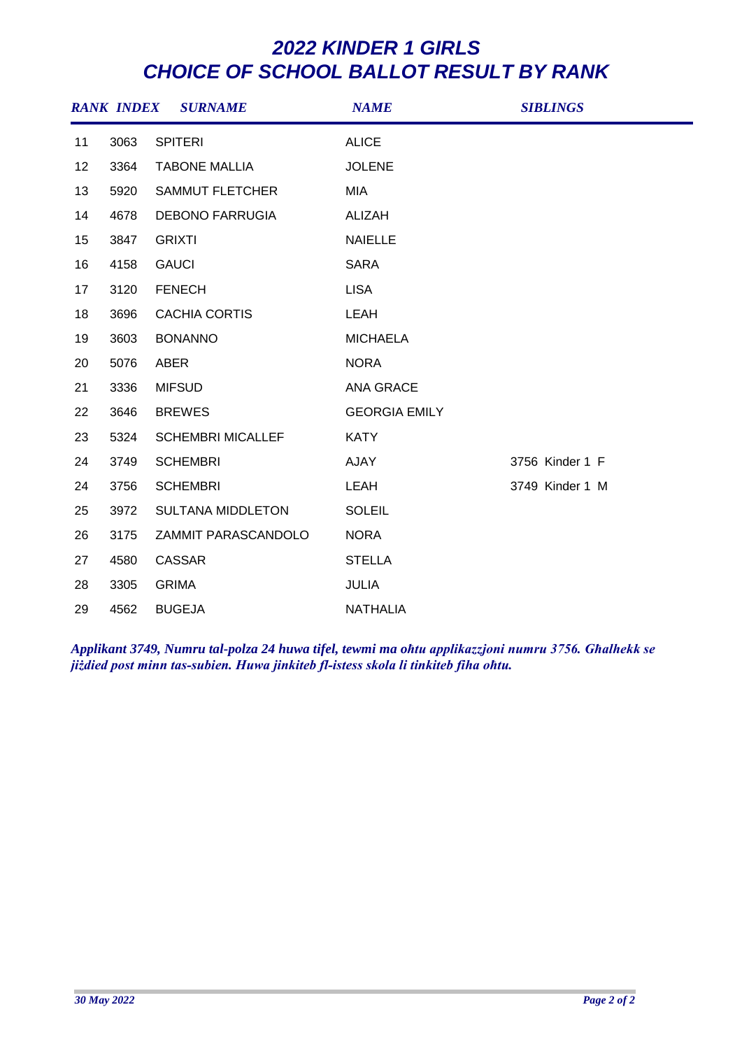# *2022 KINDER 1 GIRLS*
# *CHOICE OF SCHOOL BALLOT RESULT BY RANK*

| RANK | INDEX | SURNAME | NAME | SIBLINGS |
|---|---|---|---|---|
| 11 | 3063 | SPITERI | ALICE | |
| 12 | 3364 | TABONE MALLIA | JOLENE | |
| 13 | 5920 | SAMMUT FLETCHER | MIA | |
| 14 | 4678 | DEBONO FARRUGIA | ALIZAH | |
| 15 | 3847 | GRIXTI | NAIELLE | |
| 16 | 4158 | GAUCI | SARA | |
| 17 | 3120 | FENECH | LISA | |
| 18 | 3696 | CACHIA CORTIS | LEAH | |
| 19 | 3603 | BONANNO | MICHAELA | |
| 20 | 5076 | ABER | NORA | |
| 21 | 3336 | MIFSUD | ANA GRACE | |
| 22 | 3646 | BREWES | GEORGIA EMILY | |
| 23 | 5324 | SCHEMBRI MICALLEF | KATY | |
| 24 | 3749 | SCHEMBRI | AJAY | 3756 Kinder 1 F |
| 24 | 3756 | SCHEMBRI | LEAH | 3749 Kinder 1 M |
| 25 | 3972 | SULTANA MIDDLETON | SOLEIL | |
| 26 | 3175 | ZAMMIT PARASCANDOLO | NORA | |
| 27 | 4580 | CASSAR | STELLA | |
| 28 | 3305 | GRIMA | JULIA | |
| 29 | 4562 | BUGEJA | NATHALIA | |

*Applikant 3749, Numru tal-polza 24 huwa tifel, tewmi ma oħtu applikazzjoni numru 3756. Għalhekk se jiżdied post minn tas-subien. Huwa jinkiteb fl-istess skola li tinkiteb fiha oħtu.*

*30 May 2022*